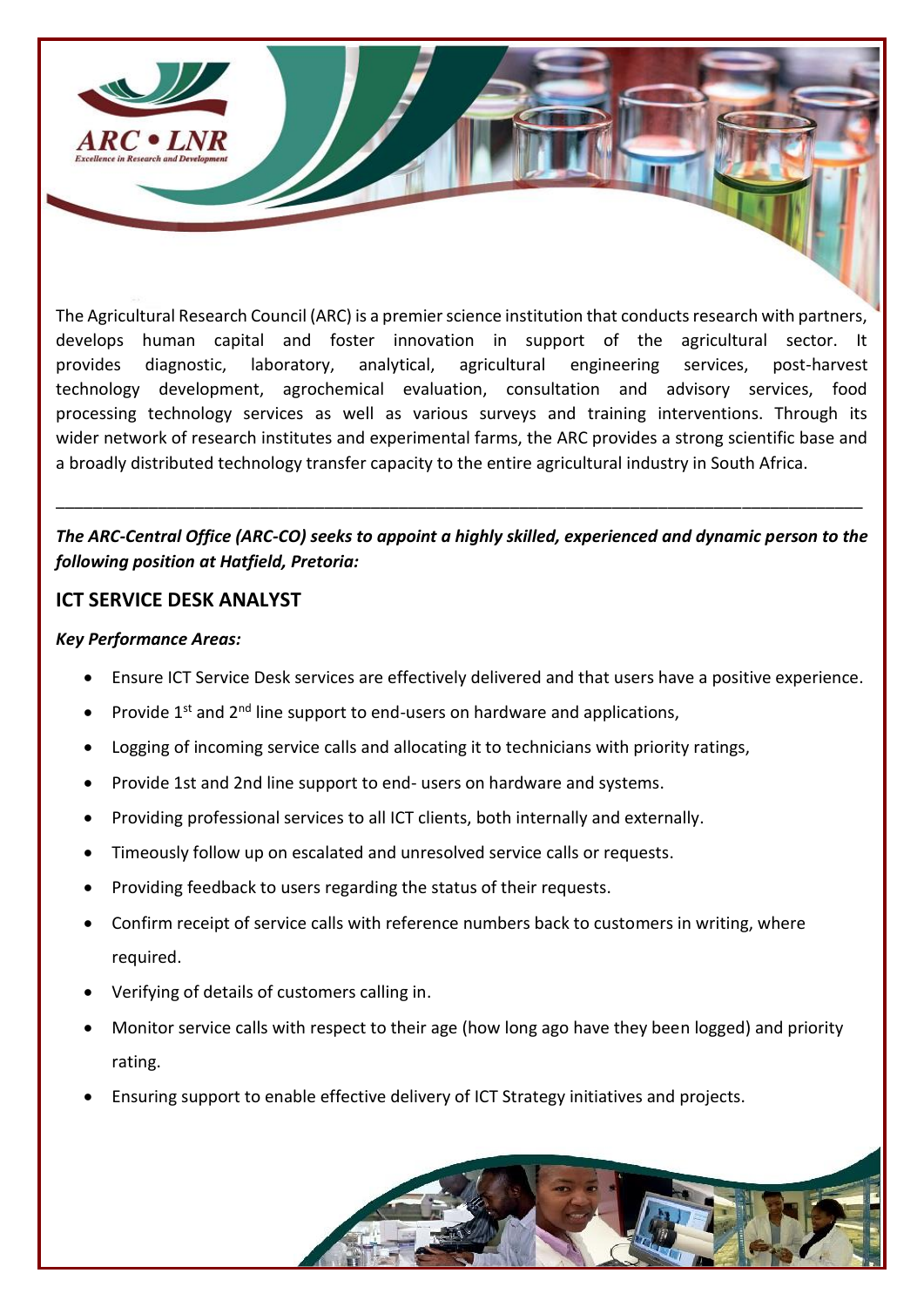ARC • LNR
Excellence in Research and Development

The Agricultural Research Council (ARC) is a premier science institution that conducts research with partners, develops human capital and foster innovation in support of the agricultural sector. It provides diagnostic, laboratory, analytical, agricultural engineering services, post-harvest technology development, agrochemical evaluation, consultation and advisory services, food processing technology services as well as various surveys and training interventions. Through its wider network of research institutes and experimental farms, the ARC provides a strong scientific base and a broadly distributed technology transfer capacity to the entire agricultural industry in South Africa.

---

***The ARC-Central Office (ARC-CO) seeks to appoint a highly skilled, experienced and dynamic person to the following position at Hatfield, Pretoria:***

## ICT SERVICE DESK ANALYST

***Key Performance Areas:***

- Ensure ICT Service Desk services are effectively delivered and that users have a positive experience.
- Provide 1st and 2nd line support to end-users on hardware and applications,
- Logging of incoming service calls and allocating it to technicians with priority ratings,
- Provide 1st and 2nd line support to end- users on hardware and systems.
- Providing professional services to all ICT clients, both internally and externally.
- Timeously follow up on escalated and unresolved service calls or requests.
- Providing feedback to users regarding the status of their requests.
- Confirm receipt of service calls with reference numbers back to customers in writing, where required.
- Verifying of details of customers calling in.
- Monitor service calls with respect to their age (how long ago have they been logged) and priority rating.
- Ensuring support to enable effective delivery of ICT Strategy initiatives and projects.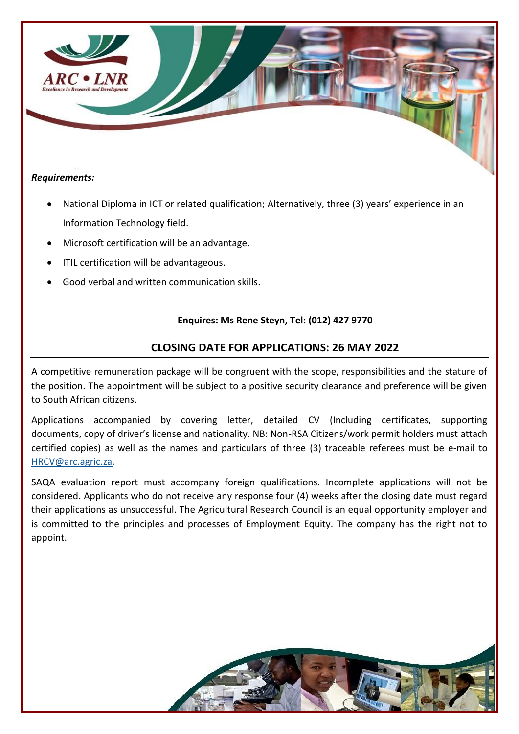***Requirements:***

- National Diploma in ICT or related qualification; Alternatively, three (3) years' experience in an Information Technology field.
- Microsoft certification will be an advantage.
- ITIL certification will be advantageous.
- Good verbal and written communication skills.

**Enquires: Ms Rene Steyn, Tel: (012) 427 9770**

## CLOSING DATE FOR APPLICATIONS: 26 MAY 2022

A competitive remuneration package will be congruent with the scope, responsibilities and the stature of the position. The appointment will be subject to a positive security clearance and preference will be given to South African citizens.

Applications accompanied by covering letter, detailed CV (Including certificates, supporting documents, copy of driver's license and nationality. NB: Non-RSA Citizens/work permit holders must attach certified copies) as well as the names and particulars of three (3) traceable referees must be e-mail to HRCV@arc.agric.za.

SAQA evaluation report must accompany foreign qualifications. Incomplete applications will not be considered. Applicants who do not receive any response four (4) weeks after the closing date must regard their applications as unsuccessful. The Agricultural Research Council is an equal opportunity employer and is committed to the principles and processes of Employment Equity. The company has the right not to appoint.